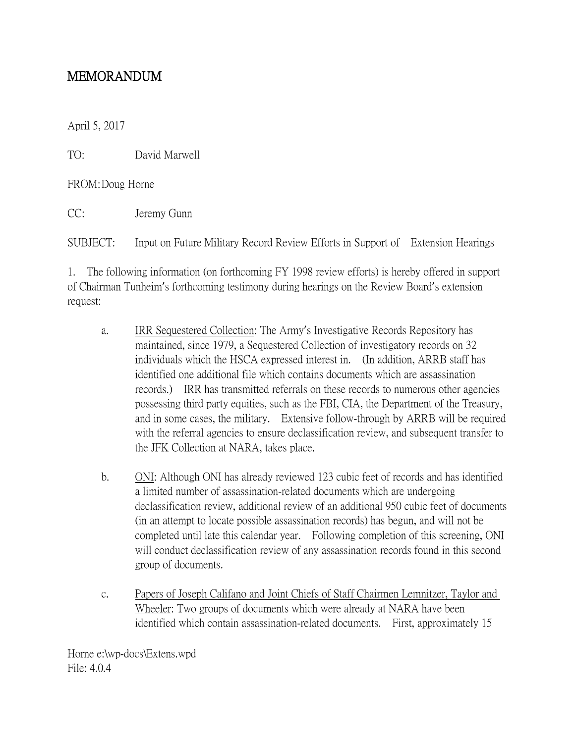# MEMORANDUM

April 5, 2017

TO: David Marwell

FROM: Doug Horne

CC: Jeremy Gunn

SUBJECT: Input on Future Military Record Review Efforts in Support of Extension Hearings

1. The following information (on forthcoming FY 1998 review efforts) is hereby offered in support of Chairman Tunheim's forthcoming testimony during hearings on the Review Board's extension request:

   a. IRR Sequestered Collection: The Army's Investigative Records Repository has maintained, since 1979, a Sequestered Collection of investigatory records on 32 individuals which the HSCA expressed interest in. (In addition, ARRB staff has identified one additional file which contains documents which are assassination records.) IRR has transmitted referrals on these records to numerous other agencies possessing third party equities, such as the FBI, CIA, the Department of the Treasury, and in some cases, the military. Extensive follow-through by ARRB will be required with the referral agencies to ensure declassification review, and subsequent transfer to the JFK Collection at NARA, takes place.

   b. ONI: Although ONI has already reviewed 123 cubic feet of records and has identified a limited number of assassination-related documents which are undergoing declassification review, additional review of an additional 950 cubic feet of documents (in an attempt to locate possible assassination records) has begun, and will not be completed until late this calendar year. Following completion of this screening, ONI will conduct declassification review of any assassination records found in this second group of documents.

   c. Papers of Joseph Califano and Joint Chiefs of Staff Chairmen Lemnitzer, Taylor and Wheeler: Two groups of documents which were already at NARA have been identified which contain assassination-related documents. First, approximately 15

Horne e:\wp-docs\Extens.wpd
File: 4.0.4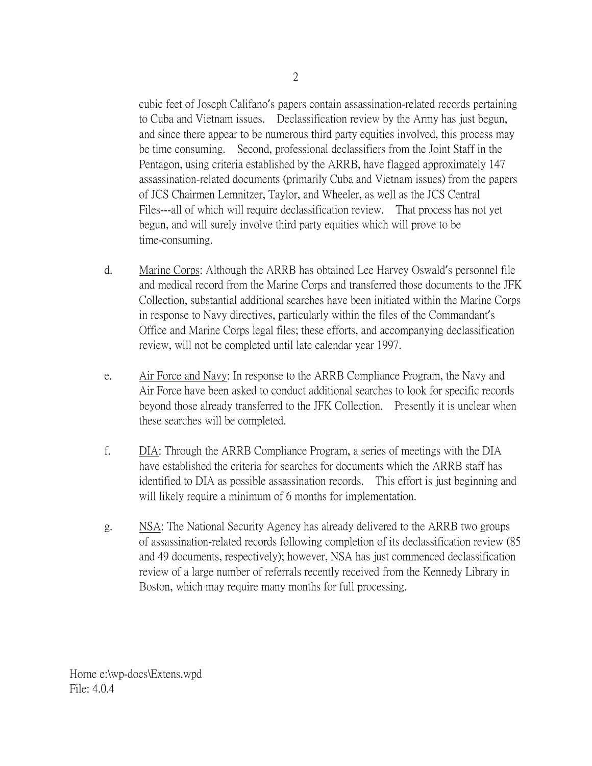cubic feet of Joseph Califano's papers contain assassination-related records pertaining to Cuba and Vietnam issues. Declassification review by the Army has just begun, and since there appear to be numerous third party equities involved, this process may be time consuming. Second, professional declassifiers from the Joint Staff in the Pentagon, using criteria established by the ARRB, have flagged approximately 147 assassination-related documents (primarily Cuba and Vietnam issues) from the papers of JCS Chairmen Lemnitzer, Taylor, and Wheeler, as well as the JCS Central Files---all of which will require declassification review. That process has not yet begun, and will surely involve third party equities which will prove to be time-consuming.

d. Marine Corps: Although the ARRB has obtained Lee Harvey Oswald's personnel file and medical record from the Marine Corps and transferred those documents to the JFK Collection, substantial additional searches have been initiated within the Marine Corps in response to Navy directives, particularly within the files of the Commandant's Office and Marine Corps legal files; these efforts, and accompanying declassification review, will not be completed until late calendar year 1997.

e. Air Force and Navy: In response to the ARRB Compliance Program, the Navy and Air Force have been asked to conduct additional searches to look for specific records beyond those already transferred to the JFK Collection. Presently it is unclear when these searches will be completed.

f. DIA: Through the ARRB Compliance Program, a series of meetings with the DIA have established the criteria for searches for documents which the ARRB staff has identified to DIA as possible assassination records. This effort is just beginning and will likely require a minimum of 6 months for implementation.

g. NSA: The National Security Agency has already delivered to the ARRB two groups of assassination-related records following completion of its declassification review (85 and 49 documents, respectively); however, NSA has just commenced declassification review of a large number of referrals recently received from the Kennedy Library in Boston, which may require many months for full processing.

Horne e:\wp-docs\Extens.wpd
File: 4.0.4